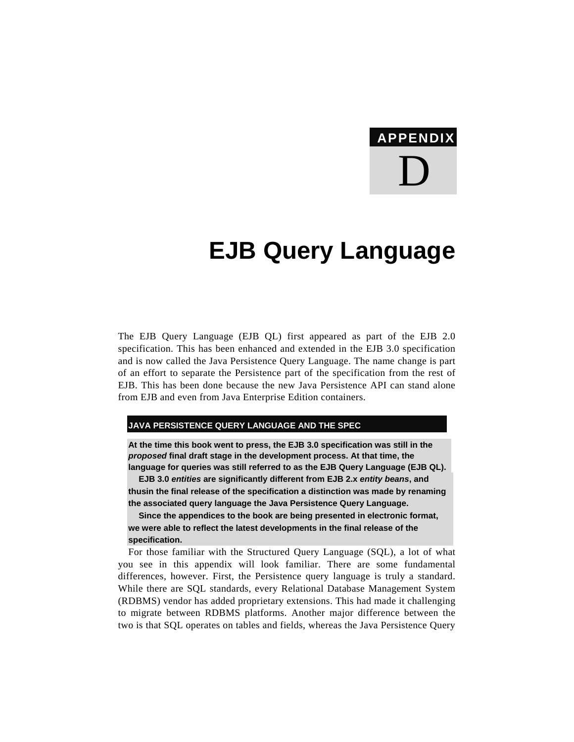# APPENDIX D

# EJB Query Language

The EJB Query Language (EJB QL) first appeared as part of the EJB 2.0 specification. This has been enhanced and extended in the EJB 3.0 specification and is now called the Java Persistence Query Language. The name change is part of an effort to separate the Persistence part of the specification from the rest of EJB. This has been done because the new Java Persistence API can stand alone from EJB and even from Java Enterprise Edition containers.

> **JAVA PERSISTENCE QUERY LANGUAGE AND THE SPEC**
>
> **At the time this book went to press, the EJB 3.0 specification was still in the *proposed* final draft stage in the development process. At that time, the language for queries was still referred to as the EJB Query Language (EJB QL).**
>
> **EJB 3.0 *entities* are significantly different from EJB 2.x *entity beans*, and thusin the final release of the specification a distinction was made by renaming the associated query language the Java Persistence Query Language.**
>
> **Since the appendices to the book are being presented in electronic format, we were able to reflect the latest developments in the final release of the specification.**

For those familiar with the Structured Query Language (SQL), a lot of what you see in this appendix will look familiar. There are some fundamental differences, however. First, the Persistence query language is truly a standard. While there are SQL standards, every Relational Database Management System (RDBMS) vendor has added proprietary extensions. This had made it challenging to migrate between RDBMS platforms. Another major difference between the two is that SQL operates on tables and fields, whereas the Java Persistence Query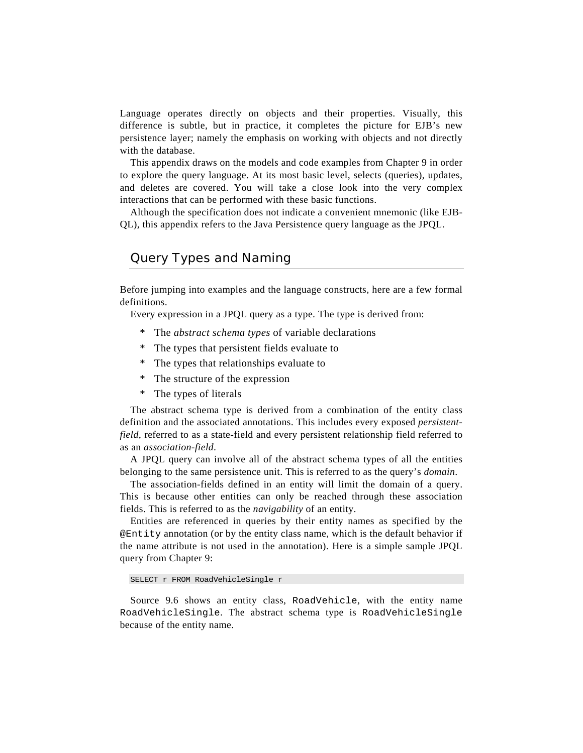Language operates directly on objects and their properties. Visually, this difference is subtle, but in practice, it completes the picture for EJB's new persistence layer; namely the emphasis on working with objects and not directly with the database.

This appendix draws on the models and code examples from Chapter 9 in order to explore the query language. At its most basic level, selects (queries), updates, and deletes are covered. You will take a close look into the very complex interactions that can be performed with these basic functions.

Although the specification does not indicate a convenient mnemonic (like EJB-QL), this appendix refers to the Java Persistence query language as the JPQL.

## Query Types and Naming

Before jumping into examples and the language constructs, here are a few formal definitions.

Every expression in a JPQL query as a type. The type is derived from:

* The *abstract schema types* of variable declarations
* The types that persistent fields evaluate to
* The types that relationships evaluate to
* The structure of the expression
* The types of literals

The abstract schema type is derived from a combination of the entity class definition and the associated annotations. This includes every exposed *persistent-field*, referred to as a state-field and every persistent relationship field referred to as an *association-field*.

A JPQL query can involve all of the abstract schema types of all the entities belonging to the same persistence unit. This is referred to as the query's *domain*.

The association-fields defined in an entity will limit the domain of a query. This is because other entities can only be reached through these association fields. This is referred to as the *navigability* of an entity.

Entities are referenced in queries by their entity names as specified by the `@Entity` annotation (or by the entity class name, which is the default behavior if the name attribute is not used in the annotation). Here is a simple sample JPQL query from Chapter 9:

```
SELECT r FROM RoadVehicleSingle r
```

Source 9.6 shows an entity class, `RoadVehicle`, with the entity name `RoadVehicleSingle`. The abstract schema type is `RoadVehicleSingle` because of the entity name.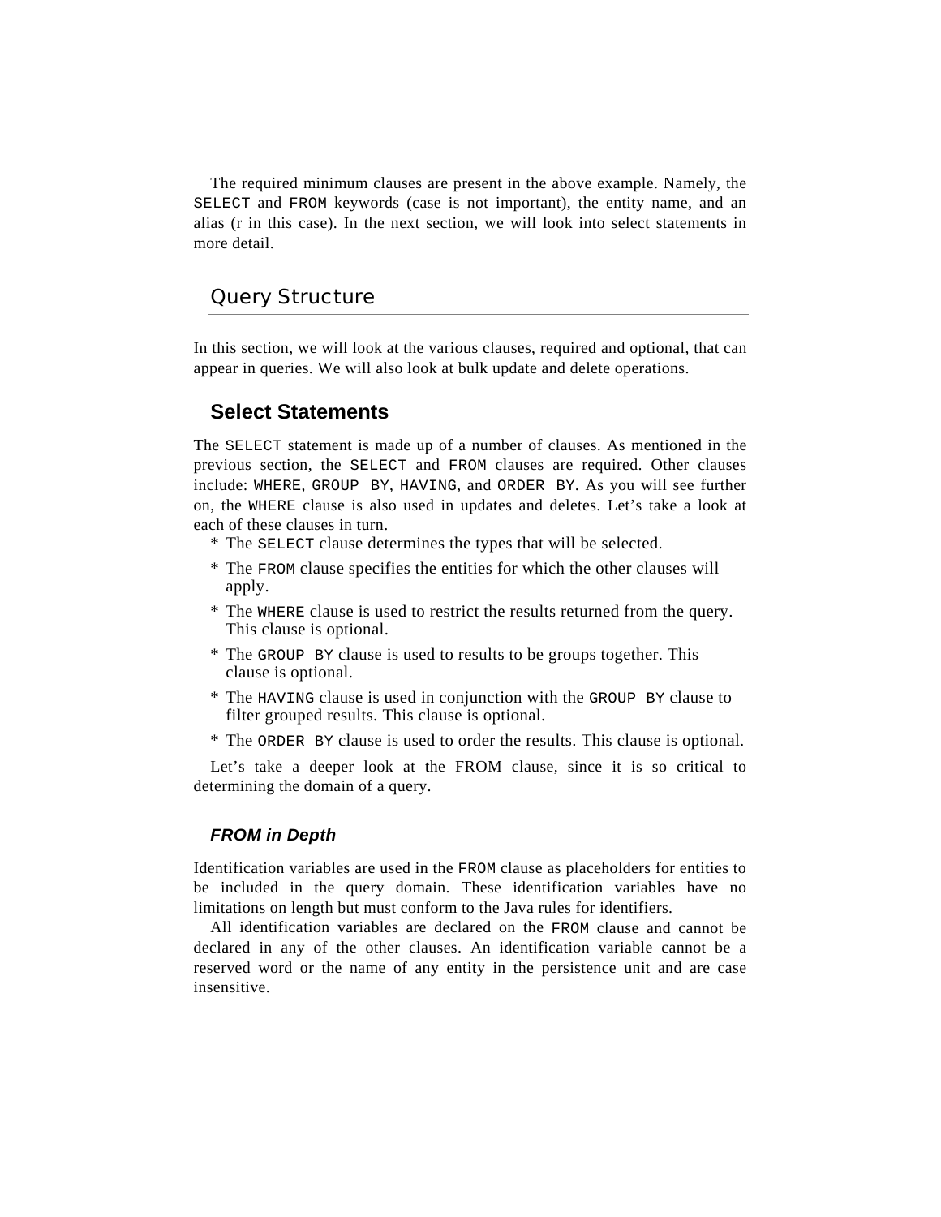The required minimum clauses are present in the above example. Namely, the `SELECT` and `FROM` keywords (case is not important), the entity name, and an alias (r in this case). In the next section, we will look into select statements in more detail.

## Query Structure

In this section, we will look at the various clauses, required and optional, that can appear in queries. We will also look at bulk update and delete operations.

### Select Statements

The `SELECT` statement is made up of a number of clauses. As mentioned in the previous section, the `SELECT` and `FROM` clauses are required. Other clauses include: `WHERE`, `GROUP BY`, `HAVING`, and `ORDER BY`. As you will see further on, the `WHERE` clause is also used in updates and deletes. Let's take a look at each of these clauses in turn.

* The `SELECT` clause determines the types that will be selected.
* The `FROM` clause specifies the entities for which the other clauses will apply.
* The `WHERE` clause is used to restrict the results returned from the query. This clause is optional.
* The `GROUP BY` clause is used to results to be groups together. This clause is optional.
* The `HAVING` clause is used in conjunction with the `GROUP BY` clause to filter grouped results. This clause is optional.
* The `ORDER BY` clause is used to order the results. This clause is optional.

Let's take a deeper look at the FROM clause, since it is so critical to determining the domain of a query.

#### *FROM in Depth*

Identification variables are used in the `FROM` clause as placeholders for entities to be included in the query domain. These identification variables have no limitations on length but must conform to the Java rules for identifiers.

All identification variables are declared on the `FROM` clause and cannot be declared in any of the other clauses. An identification variable cannot be a reserved word or the name of any entity in the persistence unit and are case insensitive.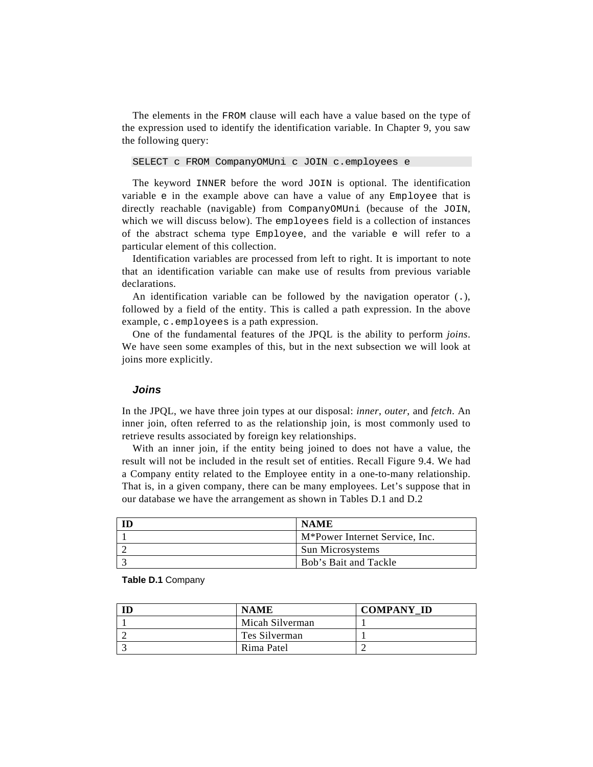The elements in the FROM clause will each have a value based on the type of the expression used to identify the identification variable. In Chapter 9, you saw the following query:

```
SELECT c FROM CompanyOMUni c JOIN c.employees e
```

The keyword INNER before the word JOIN is optional. The identification variable e in the example above can have a value of any Employee that is directly reachable (navigable) from CompanyOMUni (because of the JOIN, which we will discuss below). The employees field is a collection of instances of the abstract schema type Employee, and the variable e will refer to a particular element of this collection.

Identification variables are processed from left to right. It is important to note that an identification variable can make use of results from previous variable declarations.

An identification variable can be followed by the navigation operator (.), followed by a field of the entity. This is called a path expression. In the above example, c.employees is a path expression.

One of the fundamental features of the JPQL is the ability to perform *joins*. We have seen some examples of this, but in the next subsection we will look at joins more explicitly.

### *Joins*

In the JPQL, we have three join types at our disposal: *inner*, *outer*, and *fetch*. An inner join, often referred to as the relationship join, is most commonly used to retrieve results associated by foreign key relationships.

With an inner join, if the entity being joined to does not have a value, the result will not be included in the result set of entities. Recall Figure 9.4. We had a Company entity related to the Employee entity in a one-to-many relationship. That is, in a given company, there can be many employees. Let's suppose that in our database we have the arrangement as shown in Tables D.1 and D.2

| ID | NAME |
|---|---|
| 1 | M*Power Internet Service, Inc. |
| 2 | Sun Microsystems |
| 3 | Bob's Bait and Tackle |

**Table D.1** Company

| ID | NAME | COMPANY_ID |
|---|---|---|
| 1 | Micah Silverman | 1 |
| 2 | Tes Silverman | 1 |
| 3 | Rima Patel | 2 |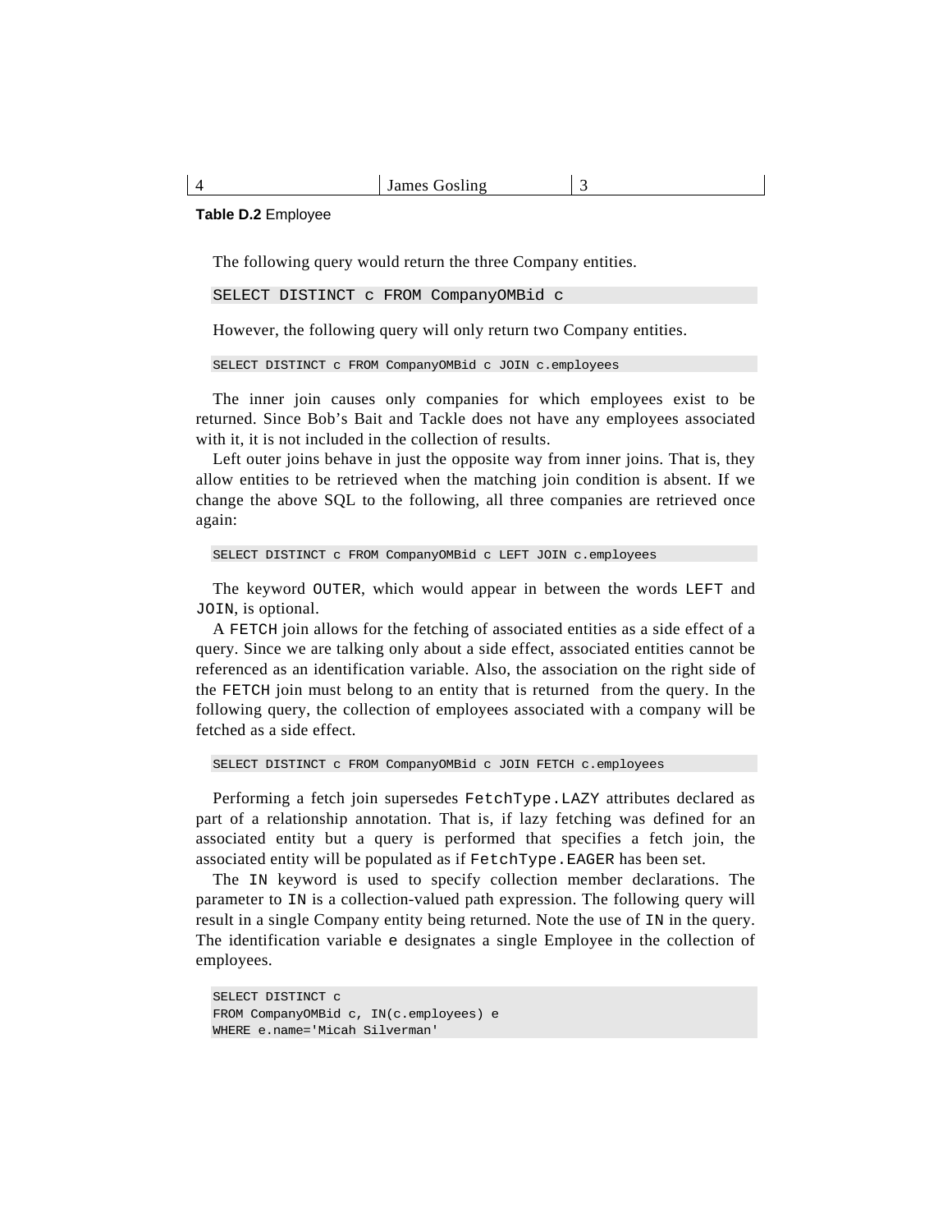| 4 | James Gosling | 3 |
|---|---|---|

**Table D.2** Employee

The following query would return the three Company entities.

```
SELECT DISTINCT c FROM CompanyOMBid c
```

However, the following query will only return two Company entities.

```
SELECT DISTINCT c FROM CompanyOMBid c JOIN c.employees
```

The inner join causes only companies for which employees exist to be returned. Since Bob's Bait and Tackle does not have any employees associated with it, it is not included in the collection of results.

Left outer joins behave in just the opposite way from inner joins. That is, they allow entities to be retrieved when the matching join condition is absent. If we change the above SQL to the following, all three companies are retrieved once again:

```
SELECT DISTINCT c FROM CompanyOMBid c LEFT JOIN c.employees
```

The keyword `OUTER`, which would appear in between the words `LEFT` and `JOIN`, is optional.

A `FETCH` join allows for the fetching of associated entities as a side effect of a query. Since we are talking only about a side effect, associated entities cannot be referenced as an identification variable. Also, the association on the right side of the `FETCH` join must belong to an entity that is returned from the query. In the following query, the collection of employees associated with a company will be fetched as a side effect.

```
SELECT DISTINCT c FROM CompanyOMBid c JOIN FETCH c.employees
```

Performing a fetch join supersedes `FetchType.LAZY` attributes declared as part of a relationship annotation. That is, if lazy fetching was defined for an associated entity but a query is performed that specifies a fetch join, the associated entity will be populated as if `FetchType.EAGER` has been set.

The `IN` keyword is used to specify collection member declarations. The parameter to `IN` is a collection-valued path expression. The following query will result in a single Company entity being returned. Note the use of `IN` in the query. The identification variable `e` designates a single Employee in the collection of employees.

```
SELECT DISTINCT c
FROM CompanyOMBid c, IN(c.employees) e
WHERE e.name='Micah Silverman'
```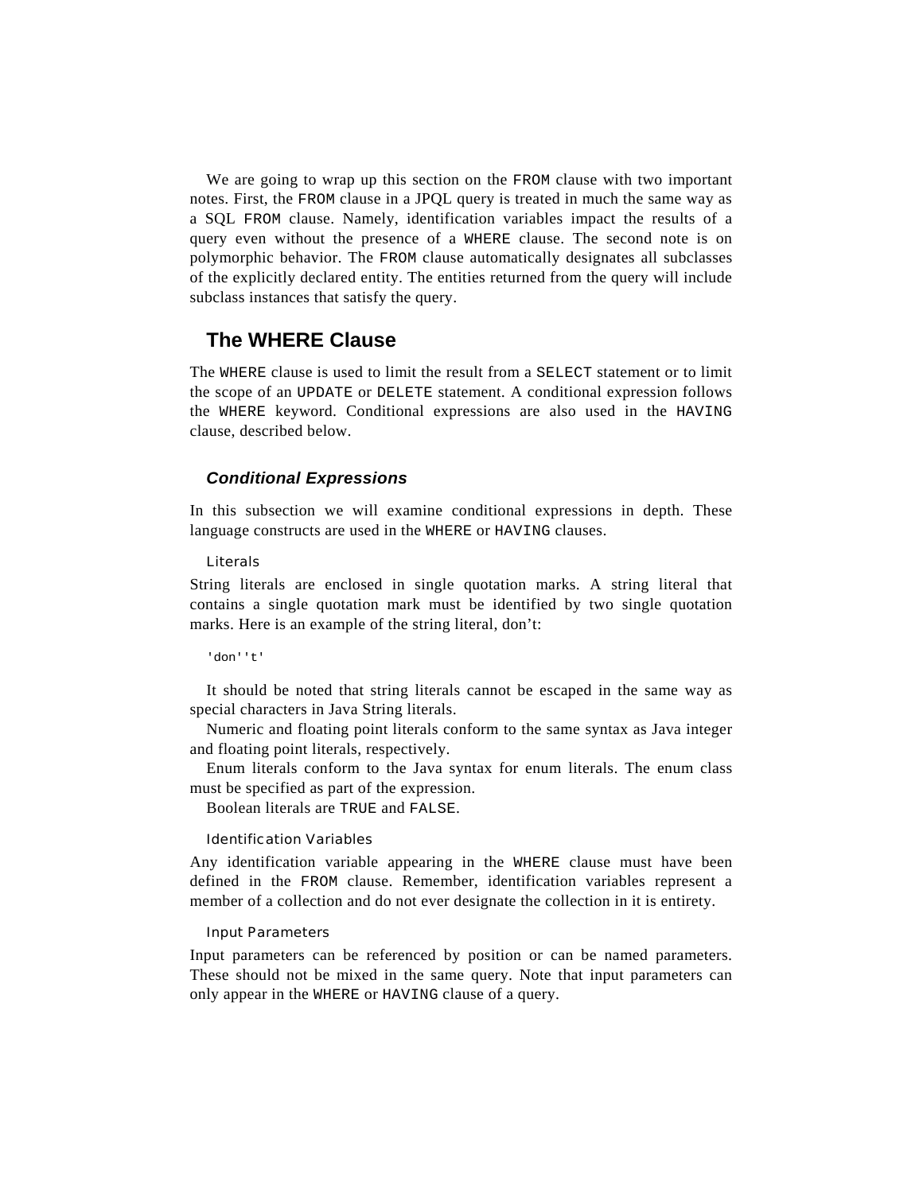We are going to wrap up this section on the FROM clause with two important notes. First, the FROM clause in a JPQL query is treated in much the same way as a SQL FROM clause. Namely, identification variables impact the results of a query even without the presence of a WHERE clause. The second note is on polymorphic behavior. The FROM clause automatically designates all subclasses of the explicitly declared entity. The entities returned from the query will include subclass instances that satisfy the query.

## The WHERE Clause

The WHERE clause is used to limit the result from a SELECT statement or to limit the scope of an UPDATE or DELETE statement. A conditional expression follows the WHERE keyword. Conditional expressions are also used in the HAVING clause, described below.

### *Conditional Expressions*

In this subsection we will examine conditional expressions in depth. These language constructs are used in the WHERE or HAVING clauses.

#### Literals

String literals are enclosed in single quotation marks. A string literal that contains a single quotation mark must be identified by two single quotation marks. Here is an example of the string literal, don't:

```
'don''t'
```

It should be noted that string literals cannot be escaped in the same way as special characters in Java String literals.

Numeric and floating point literals conform to the same syntax as Java integer and floating point literals, respectively.

Enum literals conform to the Java syntax for enum literals. The enum class must be specified as part of the expression.

Boolean literals are TRUE and FALSE.

#### Identification Variables

Any identification variable appearing in the WHERE clause must have been defined in the FROM clause. Remember, identification variables represent a member of a collection and do not ever designate the collection in it is entirety.

#### Input Parameters

Input parameters can be referenced by position or can be named parameters. These should not be mixed in the same query. Note that input parameters can only appear in the WHERE or HAVING clause of a query.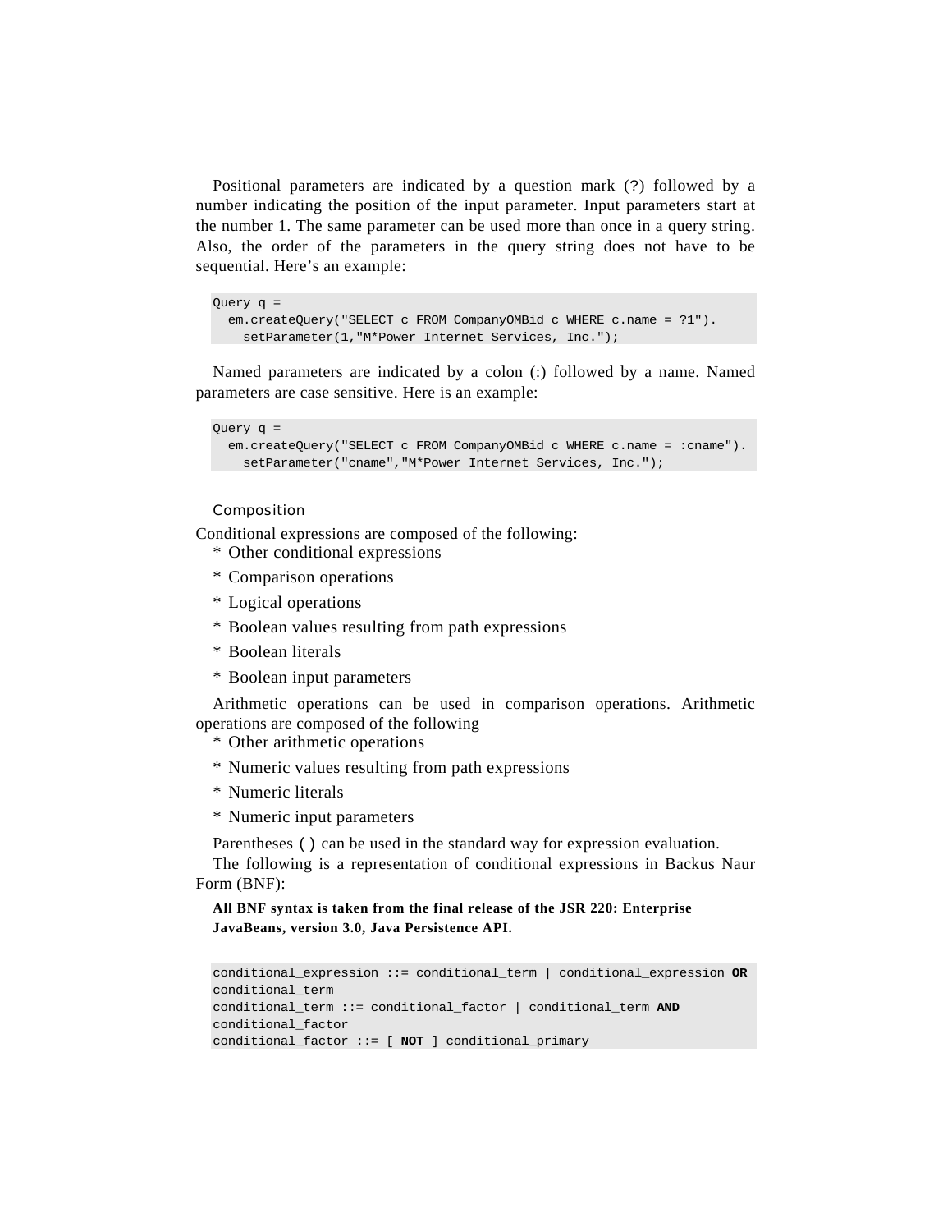Positional parameters are indicated by a question mark (?) followed by a number indicating the position of the input parameter. Input parameters start at the number 1. The same parameter can be used more than once in a query string. Also, the order of the parameters in the query string does not have to be sequential. Here's an example:

```
Query q =
  em.createQuery("SELECT c FROM CompanyOMBid c WHERE c.name = ?1").
    setParameter(1,"M*Power Internet Services, Inc.");
```

Named parameters are indicated by a colon (:) followed by a name. Named parameters are case sensitive. Here is an example:

```
Query q =
  em.createQuery("SELECT c FROM CompanyOMBid c WHERE c.name = :cname").
    setParameter("cname","M*Power Internet Services, Inc.");
```

### Composition

Conditional expressions are composed of the following:

* Other conditional expressions
* Comparison operations
* Logical operations
* Boolean values resulting from path expressions
* Boolean literals
* Boolean input parameters

Arithmetic operations can be used in comparison operations. Arithmetic operations are composed of the following

* Other arithmetic operations
* Numeric values resulting from path expressions
* Numeric literals
* Numeric input parameters

Parentheses ( ) can be used in the standard way for expression evaluation.

The following is a representation of conditional expressions in Backus Naur Form (BNF):

**All BNF syntax is taken from the final release of the JSR 220: Enterprise JavaBeans, version 3.0, Java Persistence API.**

```
conditional_expression ::= conditional_term | conditional_expression OR
conditional_term
conditional_term ::= conditional_factor | conditional_term AND
conditional_factor
conditional_factor ::= [ NOT ] conditional_primary
```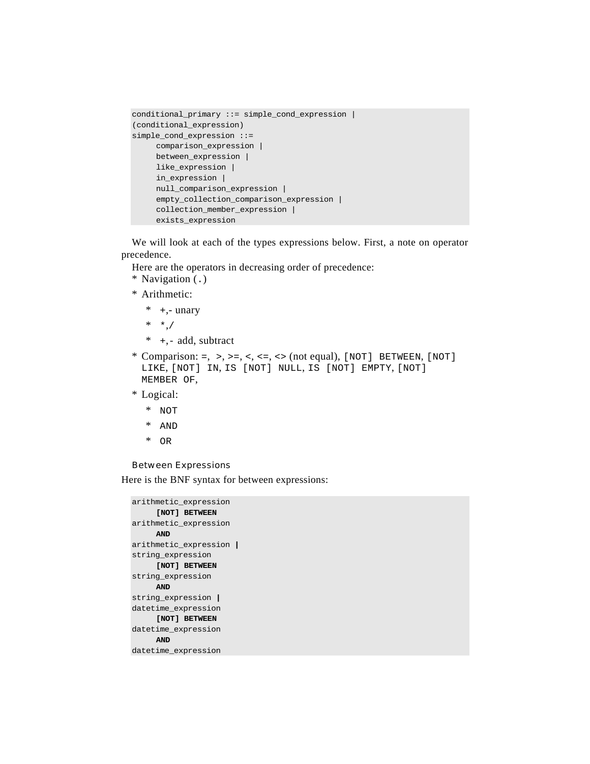```
conditional_primary ::= simple_cond_expression |
(conditional_expression)
simple_cond_expression ::=
     comparison_expression |
     between_expression |
     like_expression |
     in_expression |
     null_comparison_expression |
     empty_collection_comparison_expression |
     collection_member_expression |
     exists_expression
```

We will look at each of the types expressions below. First, a note on operator precedence.

Here are the operators in decreasing order of precedence:

* Navigation (`.`)
* Arithmetic:
  * `+,-` unary
  * `*,/`
  * `+,-` add, subtract
* Comparison: `=`, `>`, `>=`, `<`, `<=`, `<>` (not equal), `[NOT] BETWEEN`, `[NOT] LIKE`, `[NOT] IN`, `IS [NOT] NULL`, `IS [NOT] EMPTY`, `[NOT] MEMBER OF`,
* Logical:
  * `NOT`
  * `AND`
  * `OR`

### Between Expressions

Here is the BNF syntax for between expressions:

```
arithmetic_expression
     [NOT] BETWEEN
arithmetic_expression
     AND
arithmetic_expression |
string_expression
     [NOT] BETWEEN
string_expression
     AND
string_expression |
datetime_expression
     [NOT] BETWEEN
datetime_expression
     AND
datetime_expression
```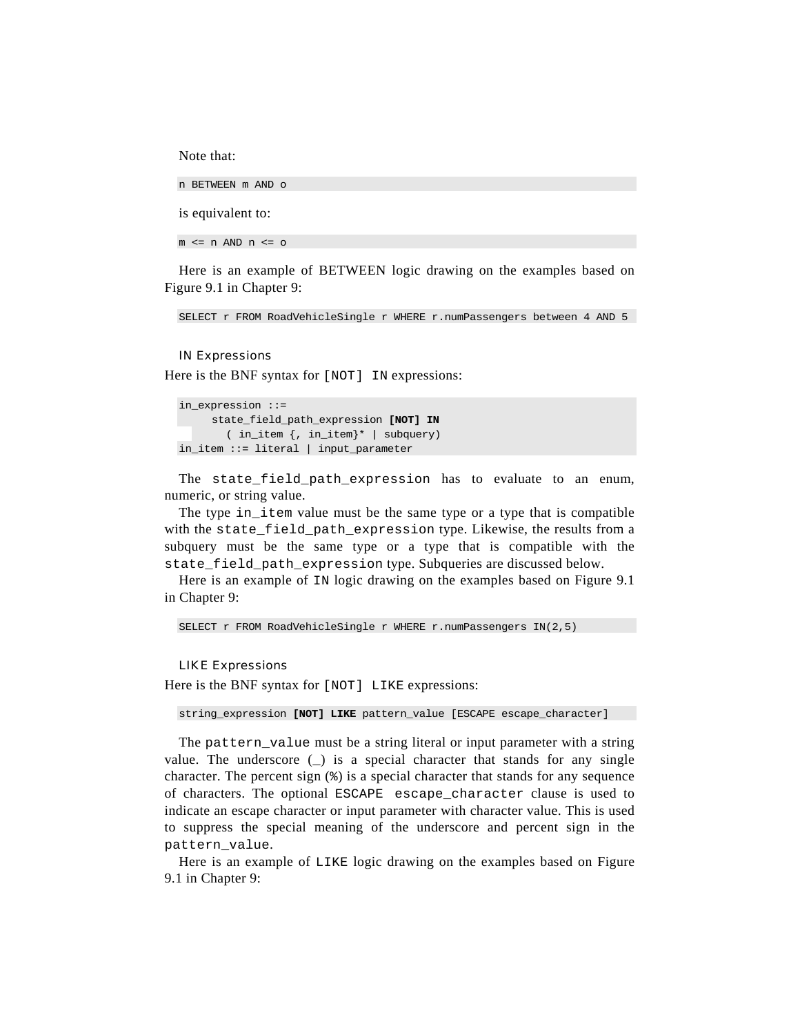Note that:

```
n BETWEEN m AND o
```

is equivalent to:

```
m <= n AND n <= o
```

Here is an example of BETWEEN logic drawing on the examples based on Figure 9.1 in Chapter 9:

```
SELECT r FROM RoadVehicleSingle r WHERE r.numPassengers between 4 AND 5
```

### IN Expressions

Here is the BNF syntax for `[NOT] IN` expressions:

```
in_expression ::=
     state_field_path_expression [NOT] IN
       ( in_item {, in_item}* | subquery)
in_item ::= literal | input_parameter
```

The `state_field_path_expression` has to evaluate to an enum, numeric, or string value.

The type `in_item` value must be the same type or a type that is compatible with the `state_field_path_expression` type. Likewise, the results from a subquery must be the same type or a type that is compatible with the `state_field_path_expression` type. Subqueries are discussed below.

Here is an example of `IN` logic drawing on the examples based on Figure 9.1 in Chapter 9:

```
SELECT r FROM RoadVehicleSingle r WHERE r.numPassengers IN(2,5)
```

### LIKE Expressions

Here is the BNF syntax for `[NOT] LIKE` expressions:

```
string_expression [NOT] LIKE pattern_value [ESCAPE escape_character]
```

The `pattern_value` must be a string literal or input parameter with a string value. The underscore (_) is a special character that stands for any single character. The percent sign (%) is a special character that stands for any sequence of characters. The optional `ESCAPE escape_character` clause is used to indicate an escape character or input parameter with character value. This is used to suppress the special meaning of the underscore and percent sign in the `pattern_value`.

Here is an example of `LIKE` logic drawing on the examples based on Figure 9.1 in Chapter 9: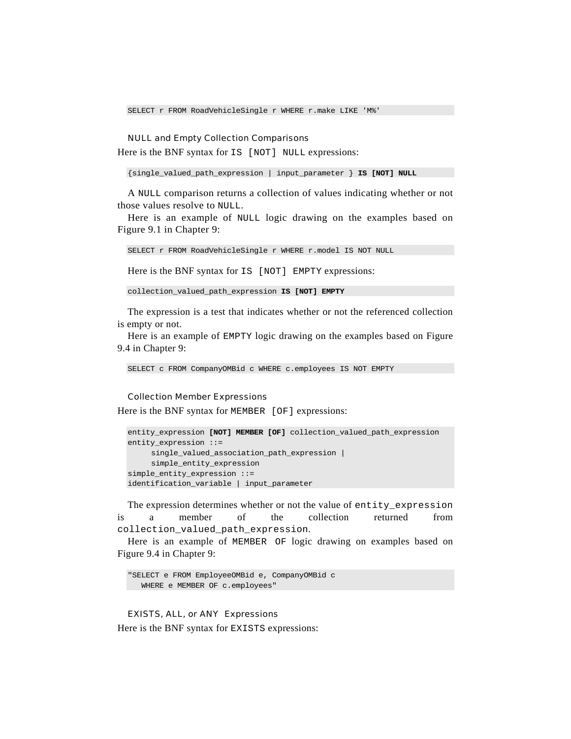```
SELECT r FROM RoadVehicleSingle r WHERE r.make LIKE 'M%'
```

### NULL and Empty Collection Comparisons

Here is the BNF syntax for `IS [NOT] NULL` expressions:

```
{single_valued_path_expression | input_parameter } IS [NOT] NULL
```

A `NULL` comparison returns a collection of values indicating whether or not those values resolve to `NULL`.

Here is an example of `NULL` logic drawing on the examples based on Figure 9.1 in Chapter 9:

```
SELECT r FROM RoadVehicleSingle r WHERE r.model IS NOT NULL
```

Here is the BNF syntax for `IS [NOT] EMPTY` expressions:

```
collection_valued_path_expression IS [NOT] EMPTY
```

The expression is a test that indicates whether or not the referenced collection is empty or not.

Here is an example of `EMPTY` logic drawing on the examples based on Figure 9.4 in Chapter 9:

```
SELECT c FROM CompanyOMBid c WHERE c.employees IS NOT EMPTY
```

### Collection Member Expressions

Here is the BNF syntax for `MEMBER [OF]` expressions:

```
entity_expression [NOT] MEMBER [OF] collection_valued_path_expression
entity_expression ::=
     single_valued_association_path_expression |
     simple_entity_expression
simple_entity_expression ::=
identification_variable | input_parameter
```

The expression determines whether or not the value of `entity_expression` is a member of the collection returned from `collection_valued_path_expression`.

Here is an example of `MEMBER OF` logic drawing on examples based on Figure 9.4 in Chapter 9:

```
"SELECT e FROM EmployeeOMBid e, CompanyOMBid c
   WHERE e MEMBER OF c.employees"
```

### EXISTS, ALL, or ANY Expressions

Here is the BNF syntax for `EXISTS` expressions: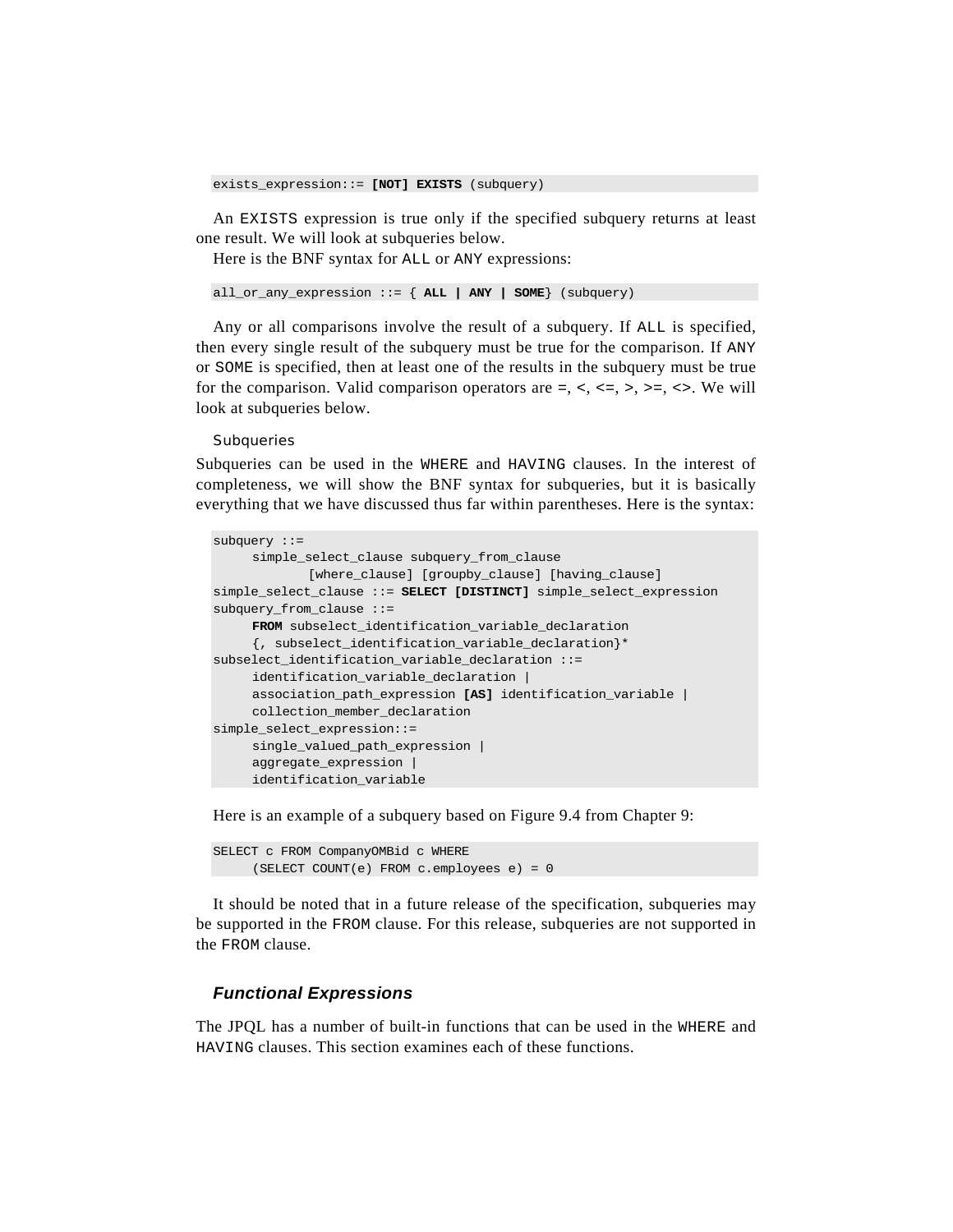```
exists_expression::= [NOT] EXISTS (subquery)
```

An EXISTS expression is true only if the specified subquery returns at least one result. We will look at subqueries below.

Here is the BNF syntax for ALL or ANY expressions:

```
all_or_any_expression ::= { ALL | ANY | SOME} (subquery)
```

Any or all comparisons involve the result of a subquery. If ALL is specified, then every single result of the subquery must be true for the comparison. If ANY or SOME is specified, then at least one of the results in the subquery must be true for the comparison. Valid comparison operators are =, <, <=, >, >=, <>. We will look at subqueries below.

#### Subqueries

Subqueries can be used in the WHERE and HAVING clauses. In the interest of completeness, we will show the BNF syntax for subqueries, but it is basically everything that we have discussed thus far within parentheses. Here is the syntax:

```
subquery ::=
     simple_select_clause subquery_from_clause
          [where_clause] [groupby_clause] [having_clause]
simple_select_clause ::= SELECT [DISTINCT] simple_select_expression
subquery_from_clause ::=
     FROM subselect_identification_variable_declaration
     {, subselect_identification_variable_declaration}*
subselect_identification_variable_declaration ::=
     identification_variable_declaration |
     association_path_expression [AS] identification_variable |
     collection_member_declaration
simple_select_expression::=
     single_valued_path_expression |
     aggregate_expression |
     identification_variable
```

Here is an example of a subquery based on Figure 9.4 from Chapter 9:

```
SELECT c FROM CompanyOMBid c WHERE
     (SELECT COUNT(e) FROM c.employees e) = 0
```

It should be noted that in a future release of the specification, subqueries may be supported in the FROM clause. For this release, subqueries are not supported in the FROM clause.

### *Functional Expressions*

The JPQL has a number of built-in functions that can be used in the WHERE and HAVING clauses. This section examines each of these functions.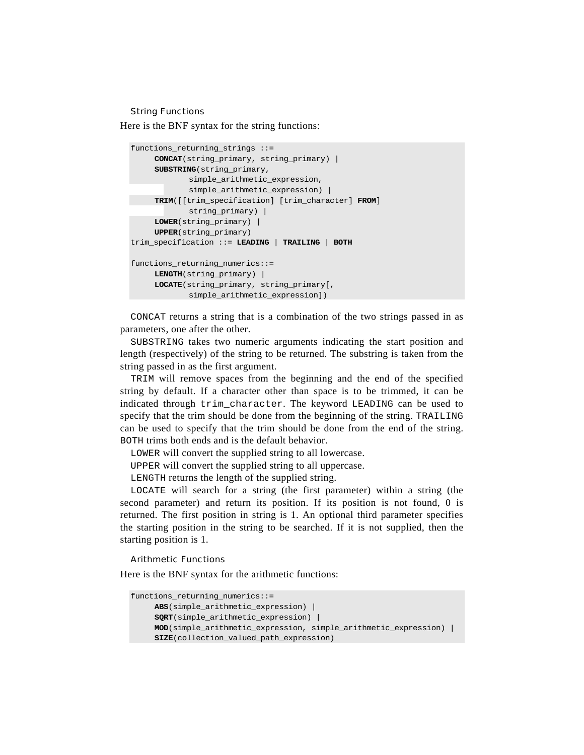### String Functions

Here is the BNF syntax for the string functions:

```
functions_returning_strings ::=
     CONCAT(string_primary, string_primary) |
     SUBSTRING(string_primary,
            simple_arithmetic_expression,
            simple_arithmetic_expression) |
     TRIM([[trim_specification] [trim_character] FROM]
            string_primary) |
     LOWER(string_primary) |
     UPPER(string_primary)
trim_specification ::= LEADING | TRAILING | BOTH

functions_returning_numerics::=
     LENGTH(string_primary) |
     LOCATE(string_primary, string_primary[,
            simple_arithmetic_expression])
```

`CONCAT` returns a string that is a combination of the two strings passed in as parameters, one after the other.

`SUBSTRING` takes two numeric arguments indicating the start position and length (respectively) of the string to be returned. The substring is taken from the string passed in as the first argument.

`TRIM` will remove spaces from the beginning and the end of the specified string by default. If a character other than space is to be trimmed, it can be indicated through `trim_character`. The keyword `LEADING` can be used to specify that the trim should be done from the beginning of the string. `TRAILING` can be used to specify that the trim should be done from the end of the string. `BOTH` trims both ends and is the default behavior.

`LOWER` will convert the supplied string to all lowercase.

`UPPER` will convert the supplied string to all uppercase.

`LENGTH` returns the length of the supplied string.

`LOCATE` will search for a string (the first parameter) within a string (the second parameter) and return its position. If its position is not found, 0 is returned. The first position in string is 1. An optional third parameter specifies the starting position in the string to be searched. If it is not supplied, then the starting position is 1.

### Arithmetic Functions

Here is the BNF syntax for the arithmetic functions:

```
functions_returning_numerics::=
     ABS(simple_arithmetic_expression) |
     SQRT(simple_arithmetic_expression) |
     MOD(simple_arithmetic_expression, simple_arithmetic_expression) |
     SIZE(collection_valued_path_expression)
```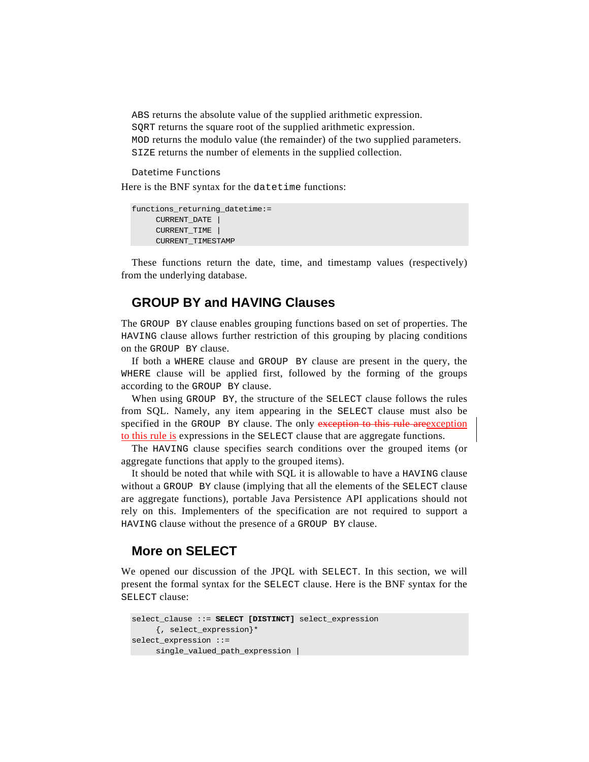`ABS` returns the absolute value of the supplied arithmetic expression.
`SQRT` returns the square root of the supplied arithmetic expression.
`MOD` returns the modulo value (the remainder) of the two supplied parameters.
`SIZE` returns the number of elements in the supplied collection.

#### Datetime Functions

Here is the BNF syntax for the `datetime` functions:

```
functions_returning_datetime:=
     CURRENT_DATE |
     CURRENT_TIME |
     CURRENT_TIMESTAMP
```

These functions return the date, time, and timestamp values (respectively) from the underlying database.

## GROUP BY and HAVING Clauses

The `GROUP BY` clause enables grouping functions based on set of properties. The `HAVING` clause allows further restriction of this grouping by placing conditions on the `GROUP BY` clause.

If both a `WHERE` clause and `GROUP BY` clause are present in the query, the `WHERE` clause will be applied first, followed by the forming of the groups according to the `GROUP BY` clause.

When using `GROUP BY`, the structure of the `SELECT` clause follows the rules from SQL. Namely, any item appearing in the `SELECT` clause must also be specified in the `GROUP BY` clause. The only ~~exception to this rule are~~exception to this rule is expressions in the `SELECT` clause that are aggregate functions.

The `HAVING` clause specifies search conditions over the grouped items (or aggregate functions that apply to the grouped items).

It should be noted that while with SQL it is allowable to have a `HAVING` clause without a `GROUP BY` clause (implying that all the elements of the `SELECT` clause are aggregate functions), portable Java Persistence API applications should not rely on this. Implementers of the specification are not required to support a `HAVING` clause without the presence of a `GROUP BY` clause.

## More on SELECT

We opened our discussion of the JPQL with `SELECT`. In this section, we will present the formal syntax for the `SELECT` clause. Here is the BNF syntax for the `SELECT` clause:

```
select_clause ::= SELECT [DISTINCT] select_expression
     {, select_expression}*
select_expression ::=
     single_valued_path_expression |
```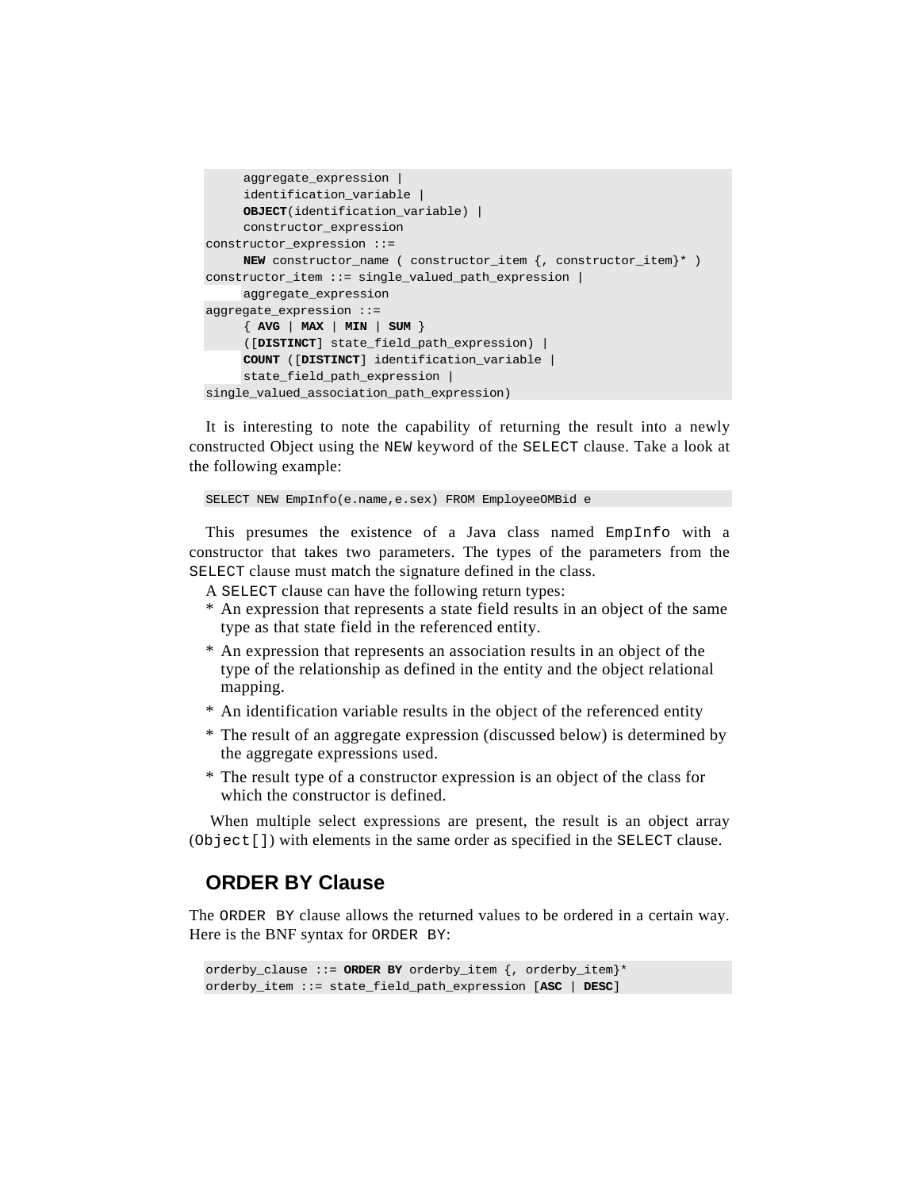```
      aggregate_expression |
      identification_variable |
      OBJECT(identification_variable) |
      constructor_expression
constructor_expression ::=
      NEW constructor_name ( constructor_item {, constructor_item}* )
constructor_item ::= single_valued_path_expression |
      aggregate_expression
aggregate_expression ::=
      { AVG | MAX | MIN | SUM }
      ([DISTINCT] state_field_path_expression) |
      COUNT ([DISTINCT] identification_variable |
      state_field_path_expression |
single_valued_association_path_expression)
```

It is interesting to note the capability of returning the result into a newly constructed Object using the NEW keyword of the SELECT clause. Take a look at the following example:

```
SELECT NEW EmpInfo(e.name,e.sex) FROM EmployeeOMBid e
```

This presumes the existence of a Java class named EmpInfo with a constructor that takes two parameters. The types of the parameters from the SELECT clause must match the signature defined in the class.

A SELECT clause can have the following return types:

* An expression that represents a state field results in an object of the same type as that state field in the referenced entity.
* An expression that represents an association results in an object of the type of the relationship as defined in the entity and the object relational mapping.
* An identification variable results in the object of the referenced entity
* The result of an aggregate expression (discussed below) is determined by the aggregate expressions used.
* The result type of a constructor expression is an object of the class for which the constructor is defined.

When multiple select expressions are present, the result is an object array (Object[]) with elements in the same order as specified in the SELECT clause.

## ORDER BY Clause

The ORDER BY clause allows the returned values to be ordered in a certain way. Here is the BNF syntax for ORDER BY:

```
orderby_clause ::= ORDER BY orderby_item {, orderby_item}*
orderby_item ::= state_field_path_expression [ASC | DESC]
```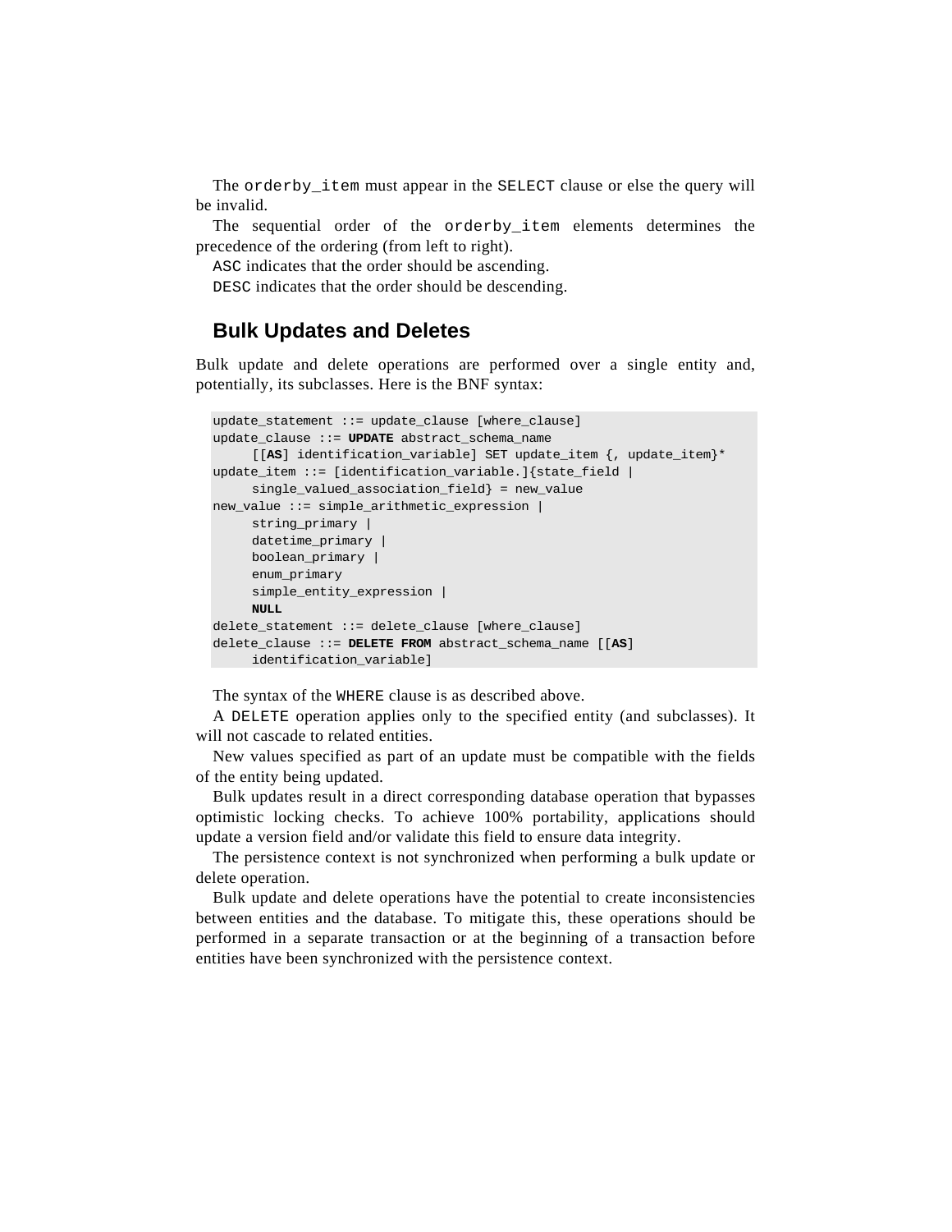The `orderby_item` must appear in the `SELECT` clause or else the query will be invalid.

The sequential order of the `orderby_item` elements determines the precedence of the ordering (from left to right).

`ASC` indicates that the order should be ascending.

`DESC` indicates that the order should be descending.

## Bulk Updates and Deletes

Bulk update and delete operations are performed over a single entity and, potentially, its subclasses. Here is the BNF syntax:

```
update_statement ::= update_clause [where_clause]
update_clause ::= UPDATE abstract_schema_name
     [[AS] identification_variable] SET update_item {, update_item}*
update_item ::= [identification_variable.]{state_field |
     single_valued_association_field} = new_value
new_value ::= simple_arithmetic_expression |
     string_primary |
     datetime_primary |
     boolean_primary |
     enum_primary
     simple_entity_expression |
     NULL
delete_statement ::= delete_clause [where_clause]
delete_clause ::= DELETE FROM abstract_schema_name [[AS]
     identification_variable]
```

The syntax of the `WHERE` clause is as described above.

A `DELETE` operation applies only to the specified entity (and subclasses). It will not cascade to related entities.

New values specified as part of an update must be compatible with the fields of the entity being updated.

Bulk updates result in a direct corresponding database operation that bypasses optimistic locking checks. To achieve 100% portability, applications should update a version field and/or validate this field to ensure data integrity.

The persistence context is not synchronized when performing a bulk update or delete operation.

Bulk update and delete operations have the potential to create inconsistencies between entities and the database. To mitigate this, these operations should be performed in a separate transaction or at the beginning of a transaction before entities have been synchronized with the persistence context.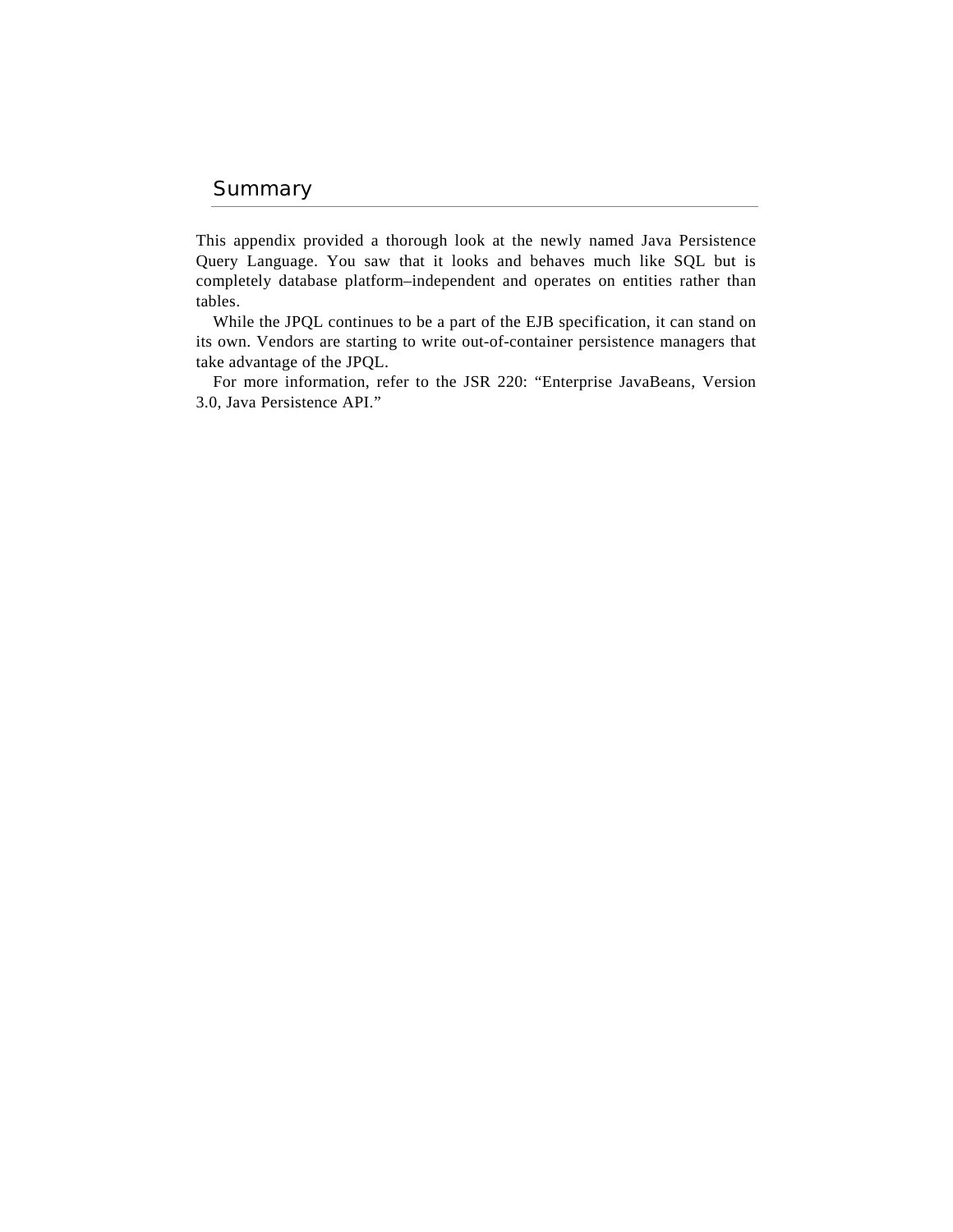## Summary

This appendix provided a thorough look at the newly named Java Persistence Query Language. You saw that it looks and behaves much like SQL but is completely database platform–independent and operates on entities rather than tables.

While the JPQL continues to be a part of the EJB specification, it can stand on its own. Vendors are starting to write out-of-container persistence managers that take advantage of the JPQL.

For more information, refer to the JSR 220: "Enterprise JavaBeans, Version 3.0, Java Persistence API."